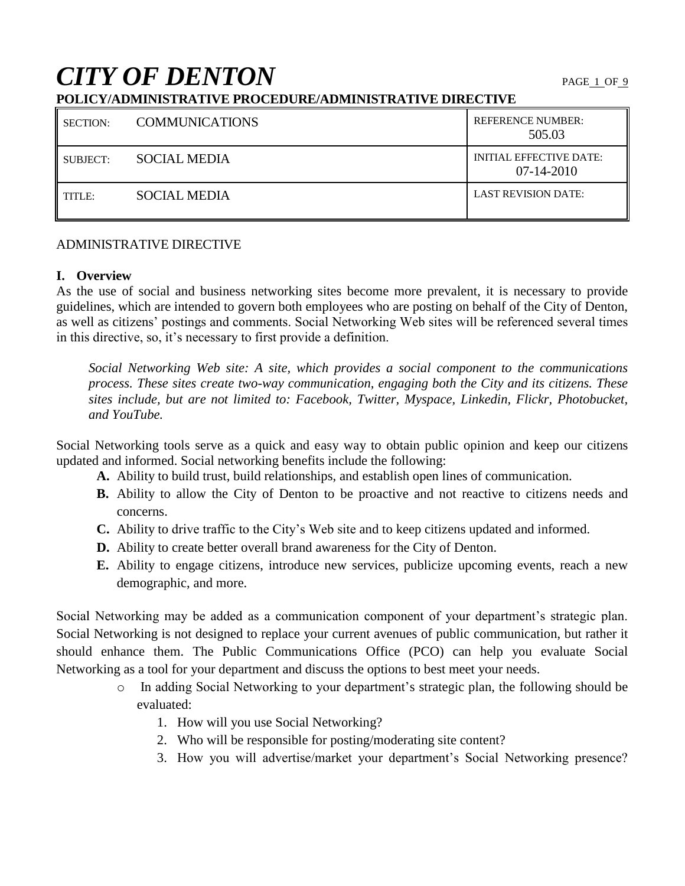# CITY OF DENTON

**POLICY/ADMINISTRATIVE PROCEDURE/ADMINISTRATIVE DIRECTIVE**

| SECTION: | COMMUNICATIONS | REFERENCE NUMBER: 505.03 |
|---|---|---|
| SUBJECT: | SOCIAL MEDIA | INITIAL EFFECTIVE DATE: 07-14-2010 |
| TITLE: | SOCIAL MEDIA | LAST REVISION DATE: |

ADMINISTRATIVE DIRECTIVE

## I. Overview

As the use of social and business networking sites become more prevalent, it is necessary to provide guidelines, which are intended to govern both employees who are posting on behalf of the City of Denton, as well as citizens' postings and comments. Social Networking Web sites will be referenced several times in this directive, so, it's necessary to first provide a definition.

> *Social Networking Web site: A site, which provides a social component to the communications process. These sites create two-way communication, engaging both the City and its citizens. These sites include, but are not limited to: Facebook, Twitter, Myspace, Linkedin, Flickr, Photobucket, and YouTube.*

Social Networking tools serve as a quick and easy way to obtain public opinion and keep our citizens updated and informed. Social networking benefits include the following:

- **A.** Ability to build trust, build relationships, and establish open lines of communication.
- **B.** Ability to allow the City of Denton to be proactive and not reactive to citizens needs and concerns.
- **C.** Ability to drive traffic to the City's Web site and to keep citizens updated and informed.
- **D.** Ability to create better overall brand awareness for the City of Denton.
- **E.** Ability to engage citizens, introduce new services, publicize upcoming events, reach a new demographic, and more.

Social Networking may be added as a communication component of your department's strategic plan. Social Networking is not designed to replace your current avenues of public communication, but rather it should enhance them. The Public Communications Office (PCO) can help you evaluate Social Networking as a tool for your department and discuss the options to best meet your needs.

- In adding Social Networking to your department's strategic plan, the following should be evaluated:
  1. How will you use Social Networking?
  2. Who will be responsible for posting/moderating site content?
  3. How you will advertise/market your department's Social Networking presence?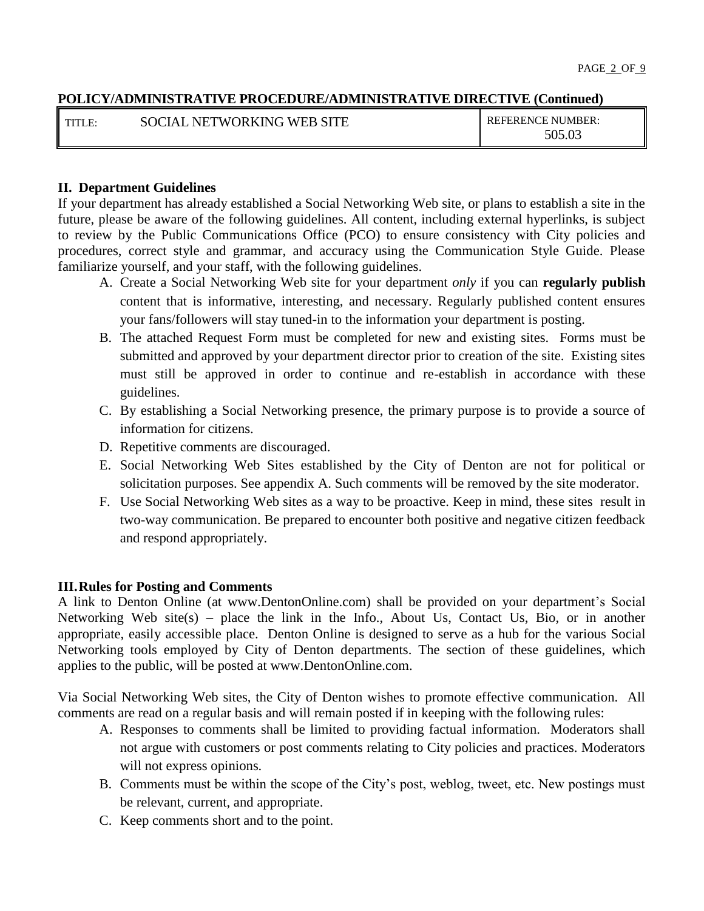**POLICY/ADMINISTRATIVE PROCEDURE/ADMINISTRATIVE DIRECTIVE (Continued)**

| TITLE: SOCIAL NETWORKING WEB SITE | REFERENCE NUMBER: 505.03 |
| --- | --- |

## II. Department Guidelines

If your department has already established a Social Networking Web site, or plans to establish a site in the future, please be aware of the following guidelines. All content, including external hyperlinks, is subject to review by the Public Communications Office (PCO) to ensure consistency with City policies and procedures, correct style and grammar, and accuracy using the Communication Style Guide. Please familiarize yourself, and your staff, with the following guidelines.

A. Create a Social Networking Web site for your department *only* if you can **regularly publish** content that is informative, interesting, and necessary. Regularly published content ensures your fans/followers will stay tuned-in to the information your department is posting.
B. The attached Request Form must be completed for new and existing sites. Forms must be submitted and approved by your department director prior to creation of the site. Existing sites must still be approved in order to continue and re-establish in accordance with these guidelines.
C. By establishing a Social Networking presence, the primary purpose is to provide a source of information for citizens.
D. Repetitive comments are discouraged.
E. Social Networking Web Sites established by the City of Denton are not for political or solicitation purposes. See appendix A. Such comments will be removed by the site moderator.
F. Use Social Networking Web sites as a way to be proactive. Keep in mind, these sites result in two-way communication. Be prepared to encounter both positive and negative citizen feedback and respond appropriately.

## III. Rules for Posting and Comments

A link to Denton Online (at www.DentonOnline.com) shall be provided on your department's Social Networking Web site(s) – place the link in the Info., About Us, Contact Us, Bio, or in another appropriate, easily accessible place. Denton Online is designed to serve as a hub for the various Social Networking tools employed by City of Denton departments. The section of these guidelines, which applies to the public, will be posted at www.DentonOnline.com.

Via Social Networking Web sites, the City of Denton wishes to promote effective communication. All comments are read on a regular basis and will remain posted if in keeping with the following rules:

A. Responses to comments shall be limited to providing factual information. Moderators shall not argue with customers or post comments relating to City policies and practices. Moderators will not express opinions.
B. Comments must be within the scope of the City's post, weblog, tweet, etc. New postings must be relevant, current, and appropriate.
C. Keep comments short and to the point.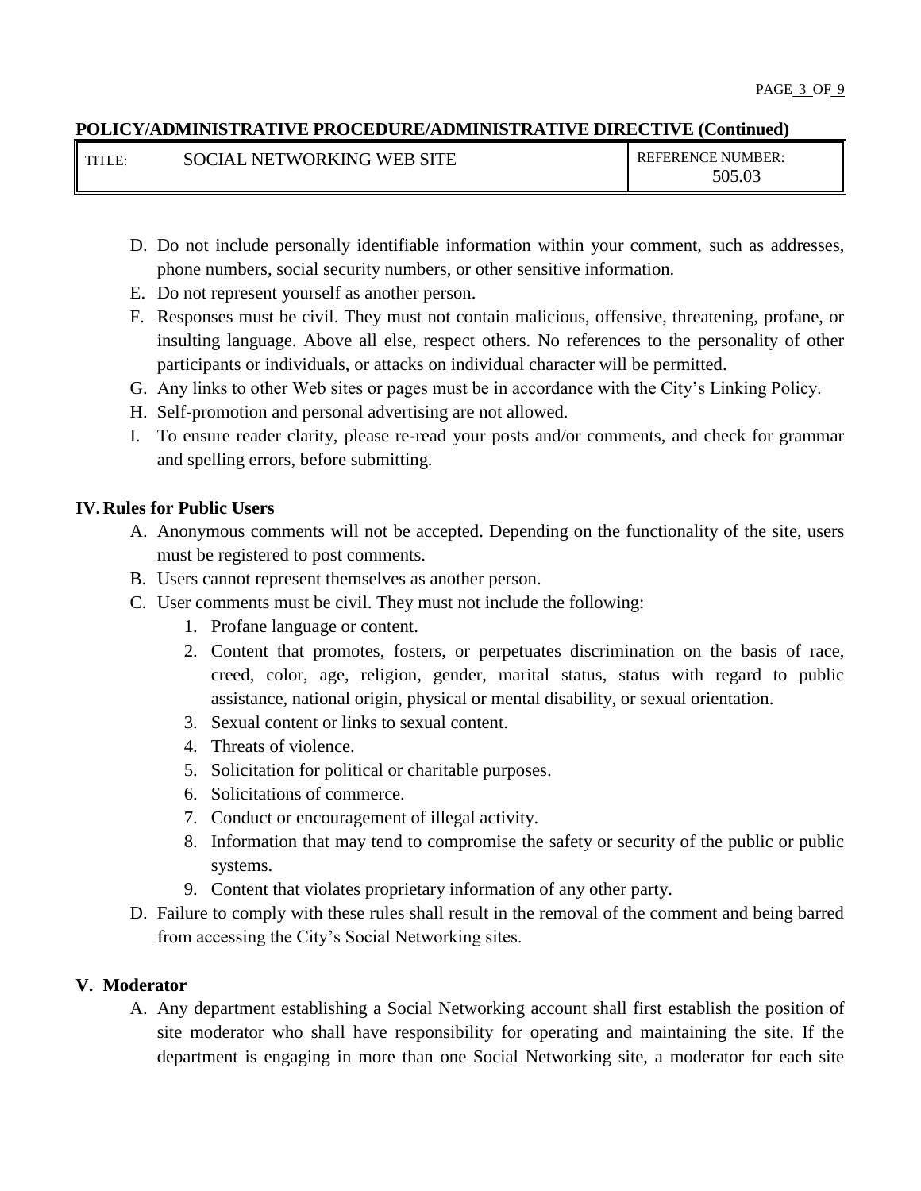D. Do not include personally identifiable information within your comment, such as addresses, phone numbers, social security numbers, or other sensitive information.
E. Do not represent yourself as another person.
F. Responses must be civil. They must not contain malicious, offensive, threatening, profane, or insulting language. Above all else, respect others. No references to the personality of other participants or individuals, or attacks on individual character will be permitted.
G. Any links to other Web sites or pages must be in accordance with the City's Linking Policy.
H. Self-promotion and personal advertising are not allowed.
I. To ensure reader clarity, please re-read your posts and/or comments, and check for grammar and spelling errors, before submitting.

## IV. Rules for Public Users

A. Anonymous comments will not be accepted. Depending on the functionality of the site, users must be registered to post comments.
B. Users cannot represent themselves as another person.
C. User comments must be civil. They must not include the following:
   1. Profane language or content.
   2. Content that promotes, fosters, or perpetuates discrimination on the basis of race, creed, color, age, religion, gender, marital status, status with regard to public assistance, national origin, physical or mental disability, or sexual orientation.
   3. Sexual content or links to sexual content.
   4. Threats of violence.
   5. Solicitation for political or charitable purposes.
   6. Solicitations of commerce.
   7. Conduct or encouragement of illegal activity.
   8. Information that may tend to compromise the safety or security of the public or public systems.
   9. Content that violates proprietary information of any other party.
D. Failure to comply with these rules shall result in the removal of the comment and being barred from accessing the City's Social Networking sites.

## V. Moderator

A. Any department establishing a Social Networking account shall first establish the position of site moderator who shall have responsibility for operating and maintaining the site. If the department is engaging in more than one Social Networking site, a moderator for each site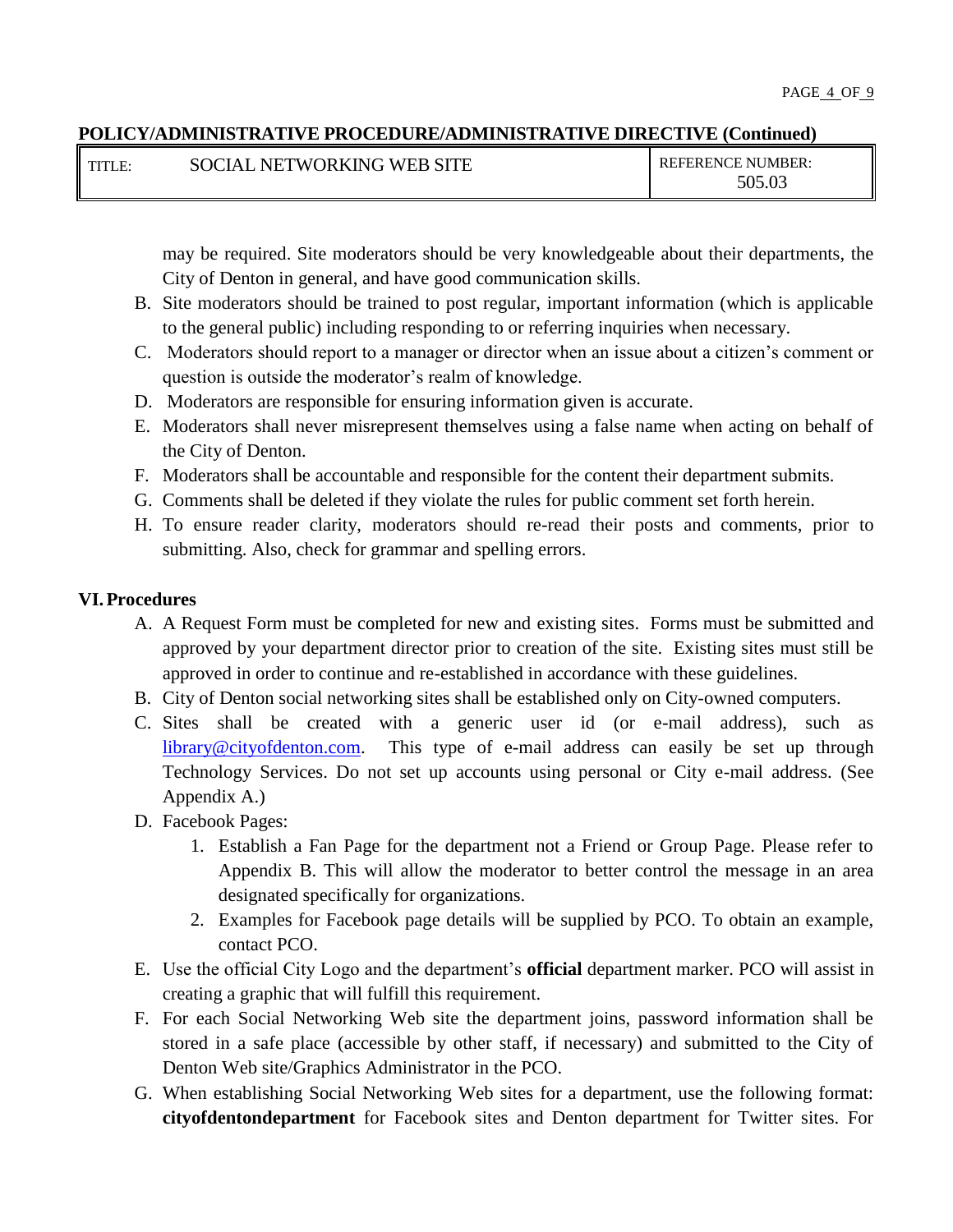may be required. Site moderators should be very knowledgeable about their departments, the City of Denton in general, and have good communication skills.

B. Site moderators should be trained to post regular, important information (which is applicable to the general public) including responding to or referring inquiries when necessary.
C. Moderators should report to a manager or director when an issue about a citizen's comment or question is outside the moderator's realm of knowledge.
D. Moderators are responsible for ensuring information given is accurate.
E. Moderators shall never misrepresent themselves using a false name when acting on behalf of the City of Denton.
F. Moderators shall be accountable and responsible for the content their department submits.
G. Comments shall be deleted if they violate the rules for public comment set forth herein.
H. To ensure reader clarity, moderators should re-read their posts and comments, prior to submitting. Also, check for grammar and spelling errors.

## VI. Procedures

A. A Request Form must be completed for new and existing sites. Forms must be submitted and approved by your department director prior to creation of the site. Existing sites must still be approved in order to continue and re-established in accordance with these guidelines.
B. City of Denton social networking sites shall be established only on City-owned computers.
C. Sites shall be created with a generic user id (or e-mail address), such as library@cityofdenton.com. This type of e-mail address can easily be set up through Technology Services. Do not set up accounts using personal or City e-mail address. (See Appendix A.)
D. Facebook Pages:
    1. Establish a Fan Page for the department not a Friend or Group Page. Please refer to Appendix B. This will allow the moderator to better control the message in an area designated specifically for organizations.
    2. Examples for Facebook page details will be supplied by PCO. To obtain an example, contact PCO.
E. Use the official City Logo and the department's **official** department marker. PCO will assist in creating a graphic that will fulfill this requirement.
F. For each Social Networking Web site the department joins, password information shall be stored in a safe place (accessible by other staff, if necessary) and submitted to the City of Denton Web site/Graphics Administrator in the PCO.
G. When establishing Social Networking Web sites for a department, use the following format: **cityofdentondepartment** for Facebook sites and Denton department for Twitter sites. For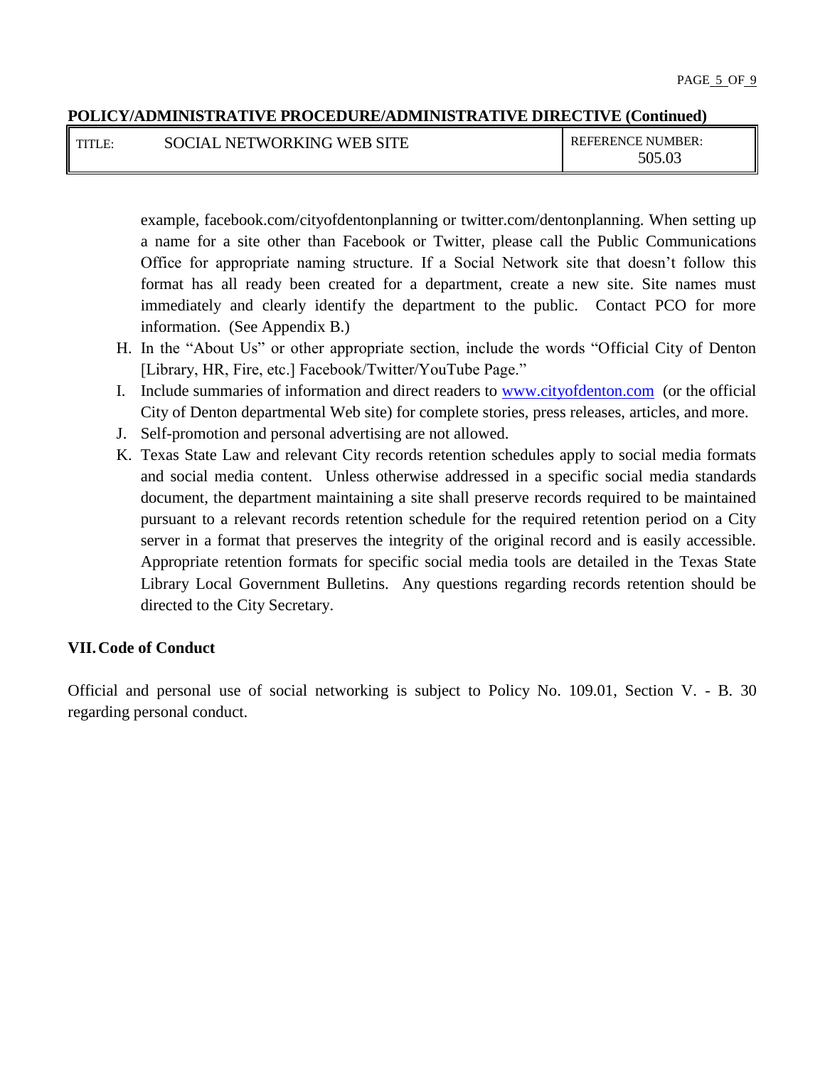example, facebook.com/cityofdentonplanning or twitter.com/dentonplanning. When setting up a name for a site other than Facebook or Twitter, please call the Public Communications Office for appropriate naming structure. If a Social Network site that doesn't follow this format has all ready been created for a department, create a new site. Site names must immediately and clearly identify the department to the public. Contact PCO for more information. (See Appendix B.)

H. In the "About Us" or other appropriate section, include the words "Official City of Denton [Library, HR, Fire, etc.] Facebook/Twitter/YouTube Page."
I. Include summaries of information and direct readers to www.cityofdenton.com (or the official City of Denton departmental Web site) for complete stories, press releases, articles, and more.
J. Self-promotion and personal advertising are not allowed.
K. Texas State Law and relevant City records retention schedules apply to social media formats and social media content. Unless otherwise addressed in a specific social media standards document, the department maintaining a site shall preserve records required to be maintained pursuant to a relevant records retention schedule for the required retention period on a City server in a format that preserves the integrity of the original record and is easily accessible. Appropriate retention formats for specific social media tools are detailed in the Texas State Library Local Government Bulletins. Any questions regarding records retention should be directed to the City Secretary.

## VII. Code of Conduct

Official and personal use of social networking is subject to Policy No. 109.01, Section V. - B. 30 regarding personal conduct.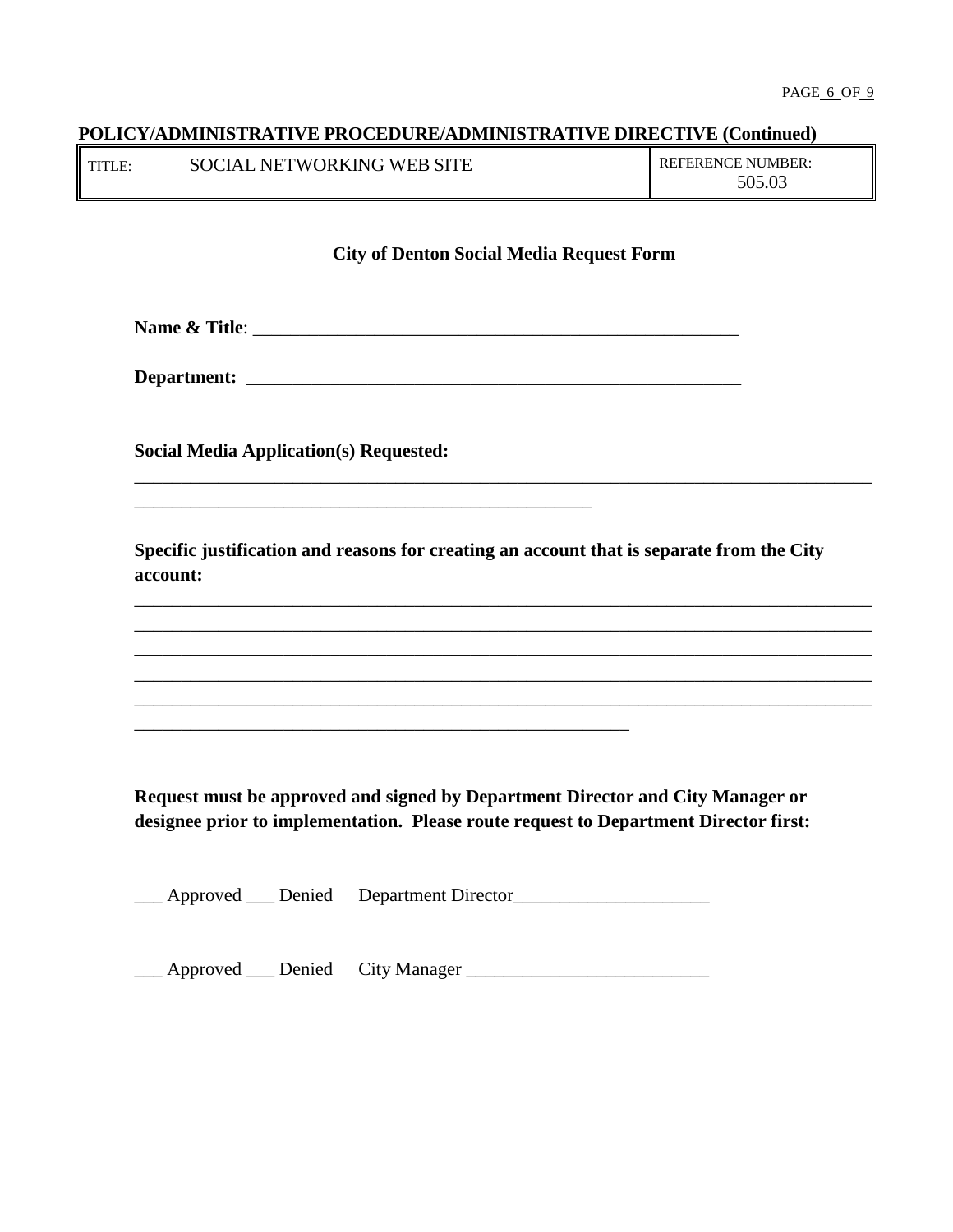**POLICY/ADMINISTRATIVE PROCEDURE/ADMINISTRATIVE DIRECTIVE (Continued)**

| TITLE: SOCIAL NETWORKING WEB SITE | REFERENCE NUMBER: 505.03 |
|---|---|

## City of Denton Social Media Request Form

**Name & Title**: _______________________________________________________

**Department:** _______________________________________________________

**Social Media Application(s) Requested:**

________________________________________________________________________________
___________________________________________________

**Specific justification and reasons for creating an account that is separate from the City account:**

________________________________________________________________________________
________________________________________________________________________________
________________________________________________________________________________
________________________________________________________________________________
________________________________________________________________________________
_______________________________________________________

**Request must be approved and signed by Department Director and City Manager or designee prior to implementation. Please route request to Department Director first:**

___ Approved ___ Denied Department Director_____________________

___ Approved ___ Denied City Manager __________________________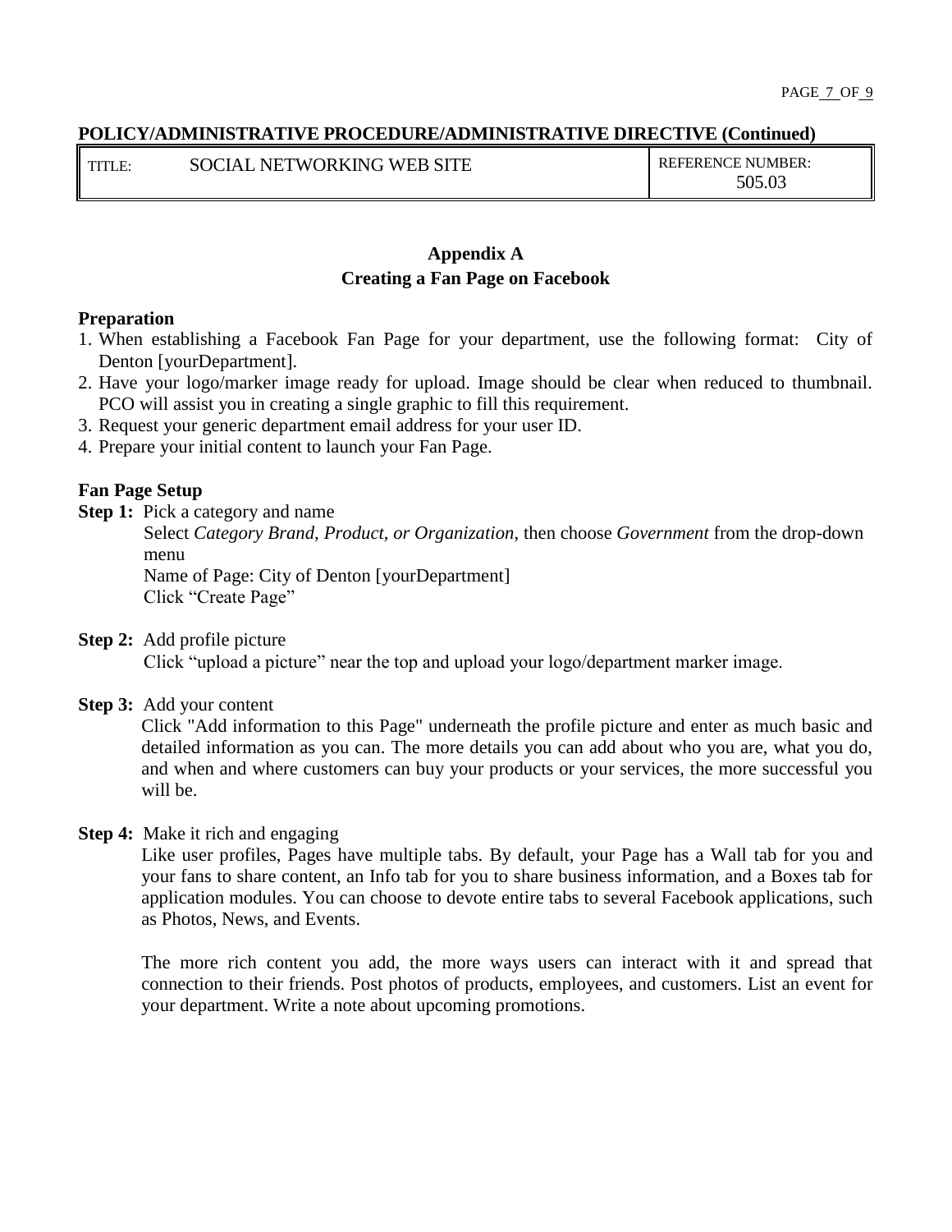**POLICY/ADMINISTRATIVE PROCEDURE/ADMINISTRATIVE DIRECTIVE (Continued)**

| TITLE: SOCIAL NETWORKING WEB SITE | REFERENCE NUMBER: 505.03 |
|---|---|

## Appendix A
## Creating a Fan Page on Facebook

**Preparation**

1. When establishing a Facebook Fan Page for your department, use the following format: City of Denton [yourDepartment].
2. Have your logo/marker image ready for upload. Image should be clear when reduced to thumbnail. PCO will assist you in creating a single graphic to fill this requirement.
3. Request your generic department email address for your user ID.
4. Prepare your initial content to launch your Fan Page.

**Fan Page Setup**

**Step 1:** Pick a category and name

Select *Category Brand, Product, or Organization*, then choose *Government* from the drop-down menu

Name of Page: City of Denton [yourDepartment]

Click "Create Page"

**Step 2:** Add profile picture

Click "upload a picture" near the top and upload your logo/department marker image.

**Step 3:** Add your content

Click "Add information to this Page" underneath the profile picture and enter as much basic and detailed information as you can. The more details you can add about who you are, what you do, and when and where customers can buy your products or your services, the more successful you will be.

**Step 4:** Make it rich and engaging

Like user profiles, Pages have multiple tabs. By default, your Page has a Wall tab for you and your fans to share content, an Info tab for you to share business information, and a Boxes tab for application modules. You can choose to devote entire tabs to several Facebook applications, such as Photos, News, and Events.

The more rich content you add, the more ways users can interact with it and spread that connection to their friends. Post photos of products, employees, and customers. List an event for your department. Write a note about upcoming promotions.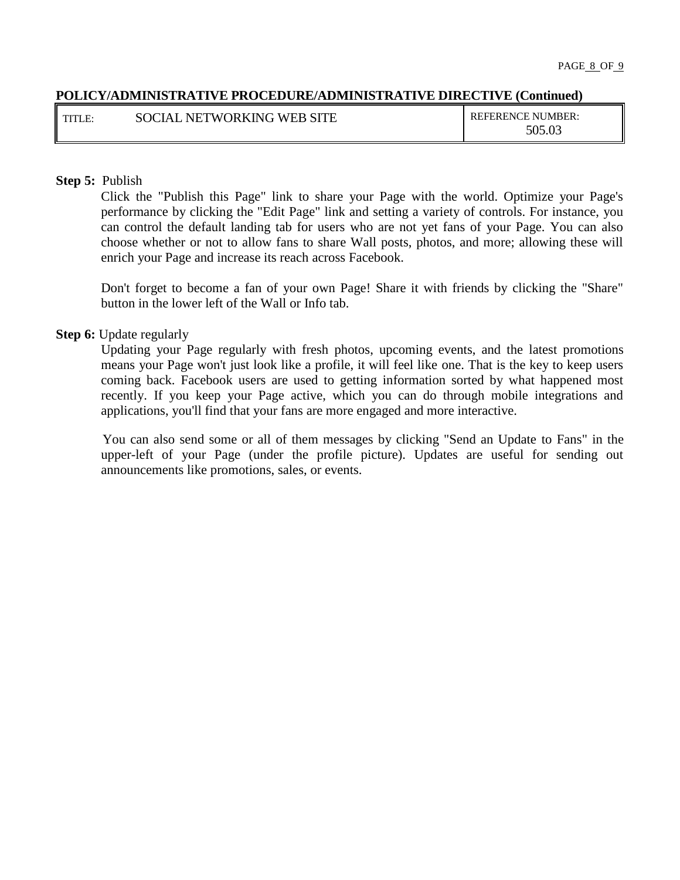**POLICY/ADMINISTRATIVE PROCEDURE/ADMINISTRATIVE DIRECTIVE (Continued)**

| TITLE: SOCIAL NETWORKING WEB SITE | REFERENCE NUMBER: 505.03 |
|---|---|

**Step 5:** Publish

Click the "Publish this Page" link to share your Page with the world. Optimize your Page's performance by clicking the "Edit Page" link and setting a variety of controls. For instance, you can control the default landing tab for users who are not yet fans of your Page. You can also choose whether or not to allow fans to share Wall posts, photos, and more; allowing these will enrich your Page and increase its reach across Facebook.

Don't forget to become a fan of your own Page! Share it with friends by clicking the "Share" button in the lower left of the Wall or Info tab.

**Step 6:** Update regularly

Updating your Page regularly with fresh photos, upcoming events, and the latest promotions means your Page won't just look like a profile, it will feel like one. That is the key to keep users coming back. Facebook users are used to getting information sorted by what happened most recently. If you keep your Page active, which you can do through mobile integrations and applications, you'll find that your fans are more engaged and more interactive.

You can also send some or all of them messages by clicking "Send an Update to Fans" in the upper-left of your Page (under the profile picture). Updates are useful for sending out announcements like promotions, sales, or events.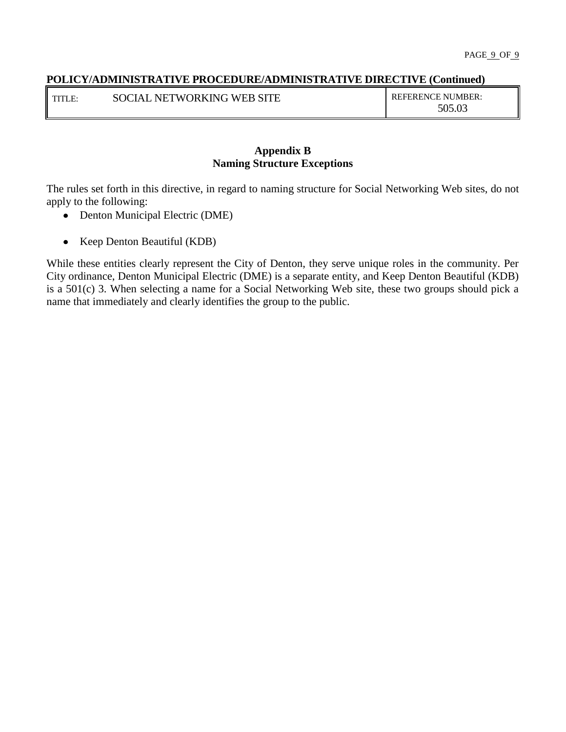**POLICY/ADMINISTRATIVE PROCEDURE/ADMINISTRATIVE DIRECTIVE (Continued)**

| | | |
|---|---|---|
| TITLE: | SOCIAL NETWORKING WEB SITE | REFERENCE NUMBER: 505.03 |

## Appendix B
## Naming Structure Exceptions

The rules set forth in this directive, in regard to naming structure for Social Networking Web sites, do not apply to the following:

- Denton Municipal Electric (DME)
- Keep Denton Beautiful (KDB)

While these entities clearly represent the City of Denton, they serve unique roles in the community. Per City ordinance, Denton Municipal Electric (DME) is a separate entity, and Keep Denton Beautiful (KDB) is a 501(c) 3. When selecting a name for a Social Networking Web site, these two groups should pick a name that immediately and clearly identifies the group to the public.